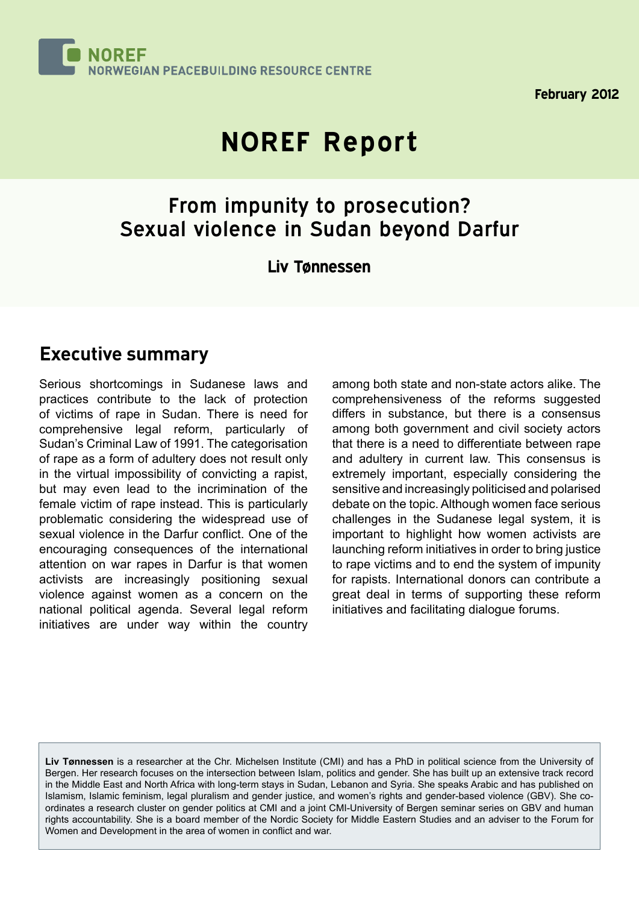NOREF
NORWEGIAN PEACEBUILDING RESOURCE CENTRE

February 2012

# NOREF Report

## From impunity to prosecution? Sexual violence in Sudan beyond Darfur

**Liv Tønnessen**

## Executive summary

Serious shortcomings in Sudanese laws and practices contribute to the lack of protection of victims of rape in Sudan. There is need for comprehensive legal reform, particularly of Sudan's Criminal Law of 1991. The categorisation of rape as a form of adultery does not result only in the virtual impossibility of convicting a rapist, but may even lead to the incrimination of the female victim of rape instead. This is particularly problematic considering the widespread use of sexual violence in the Darfur conflict. One of the encouraging consequences of the international attention on war rapes in Darfur is that women activists are increasingly positioning sexual violence against women as a concern on the national political agenda. Several legal reform initiatives are under way within the country among both state and non-state actors alike. The comprehensiveness of the reforms suggested differs in substance, but there is a consensus among both government and civil society actors that there is a need to differentiate between rape and adultery in current law. This consensus is extremely important, especially considering the sensitive and increasingly politicised and polarised debate on the topic. Although women face serious challenges in the Sudanese legal system, it is important to highlight how women activists are launching reform initiatives in order to bring justice to rape victims and to end the system of impunity for rapists. International donors can contribute a great deal in terms of supporting these reform initiatives and facilitating dialogue forums.

**Liv Tønnessen** is a researcher at the Chr. Michelsen Institute (CMI) and has a PhD in political science from the University of Bergen. Her research focuses on the intersection between Islam, politics and gender. She has built up an extensive track record in the Middle East and North Africa with long-term stays in Sudan, Lebanon and Syria. She speaks Arabic and has published on Islamism, Islamic feminism, legal pluralism and gender justice, and women's rights and gender-based violence (GBV). She co-ordinates a research cluster on gender politics at CMI and a joint CMI-University of Bergen seminar series on GBV and human rights accountability. She is a board member of the Nordic Society for Middle Eastern Studies and an adviser to the Forum for Women and Development in the area of women in conflict and war.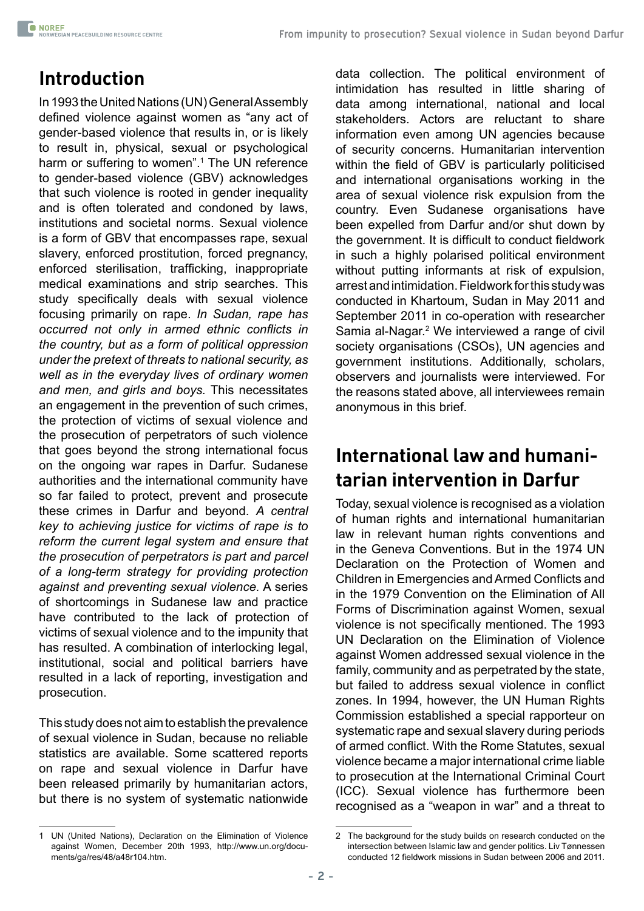## Introduction

In 1993 the United Nations (UN) General Assembly defined violence against women as "any act of gender-based violence that results in, or is likely to result in, physical, sexual or psychological harm or suffering to women".[1] The UN reference to gender-based violence (GBV) acknowledges that such violence is rooted in gender inequality and is often tolerated and condoned by laws, institutions and societal norms. Sexual violence is a form of GBV that encompasses rape, sexual slavery, enforced prostitution, forced pregnancy, enforced sterilisation, trafficking, inappropriate medical examinations and strip searches. This study specifically deals with sexual violence focusing primarily on rape. *In Sudan, rape has occurred not only in armed ethnic conflicts in the country, but as a form of political oppression under the pretext of threats to national security, as well as in the everyday lives of ordinary women and men, and girls and boys.* This necessitates an engagement in the prevention of such crimes, the protection of victims of sexual violence and the prosecution of perpetrators of such violence that goes beyond the strong international focus on the ongoing war rapes in Darfur. Sudanese authorities and the international community have so far failed to protect, prevent and prosecute these crimes in Darfur and beyond. *A central key to achieving justice for victims of rape is to reform the current legal system and ensure that the prosecution of perpetrators is part and parcel of a long-term strategy for providing protection against and preventing sexual violence.* A series of shortcomings in Sudanese law and practice have contributed to the lack of protection of victims of sexual violence and to the impunity that has resulted. A combination of interlocking legal, institutional, social and political barriers have resulted in a lack of reporting, investigation and prosecution.

This study does not aim to establish the prevalence of sexual violence in Sudan, because no reliable statistics are available. Some scattered reports on rape and sexual violence in Darfur have been released primarily by humanitarian actors, but there is no system of systematic nationwide data collection. The political environment of intimidation has resulted in little sharing of data among international, national and local stakeholders. Actors are reluctant to share information even among UN agencies because of security concerns. Humanitarian intervention within the field of GBV is particularly politicised and international organisations working in the area of sexual violence risk expulsion from the country. Even Sudanese organisations have been expelled from Darfur and/or shut down by the government. It is difficult to conduct fieldwork in such a highly polarised political environment without putting informants at risk of expulsion, arrest and intimidation. Fieldwork for this study was conducted in Khartoum, Sudan in May 2011 and September 2011 in co-operation with researcher Samia al-Nagar.[2] We interviewed a range of civil society organisations (CSOs), UN agencies and government institutions. Additionally, scholars, observers and journalists were interviewed. For the reasons stated above, all interviewees remain anonymous in this brief.

## International law and humanitarian intervention in Darfur

Today, sexual violence is recognised as a violation of human rights and international humanitarian law in relevant human rights conventions and in the Geneva Conventions. But in the 1974 UN Declaration on the Protection of Women and Children in Emergencies and Armed Conflicts and in the 1979 Convention on the Elimination of All Forms of Discrimination against Women, sexual violence is not specifically mentioned. The 1993 UN Declaration on the Elimination of Violence against Women addressed sexual violence in the family, community and as perpetrated by the state, but failed to address sexual violence in conflict zones. In 1994, however, the UN Human Rights Commission established a special rapporteur on systematic rape and sexual slavery during periods of armed conflict. With the Rome Statutes, sexual violence became a major international crime liable to prosecution at the International Criminal Court (ICC). Sexual violence has furthermore been recognised as a "weapon in war" and a threat to

---

1 UN (United Nations), Declaration on the Elimination of Violence against Women, December 20th 1993, http://www.un.org/documents/ga/res/48/a48r104.htm.

2 The background for the study builds on research conducted on the intersection between Islamic law and gender politics. Liv Tønnessen conducted 12 fieldwork missions in Sudan between 2006 and 2011.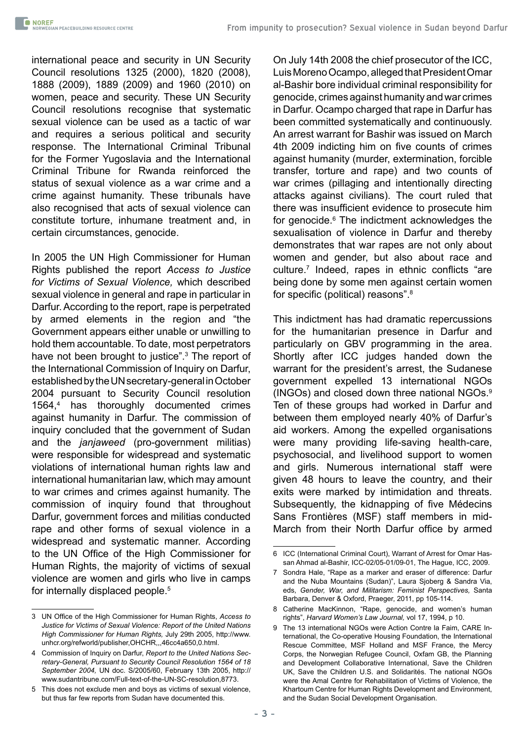international peace and security in UN Security Council resolutions 1325 (2000), 1820 (2008), 1888 (2009), 1889 (2009) and 1960 (2010) on women, peace and security. These UN Security Council resolutions recognise that systematic sexual violence can be used as a tactic of war and requires a serious political and security response. The International Criminal Tribunal for the Former Yugoslavia and the International Criminal Tribune for Rwanda reinforced the status of sexual violence as a war crime and a crime against humanity. These tribunals have also recognised that acts of sexual violence can constitute torture, inhumane treatment and, in certain circumstances, genocide.

In 2005 the UN High Commissioner for Human Rights published the report *Access to Justice for Victims of Sexual Violence,* which described sexual violence in general and rape in particular in Darfur. According to the report, rape is perpetrated by armed elements in the region and "the Government appears either unable or unwilling to hold them accountable. To date, most perpetrators have not been brought to justice".[3] The report of the International Commission of Inquiry on Darfur, established by the UN secretary-general in October 2004 pursuant to Security Council resolution 1564,[4] has thoroughly documented crimes against humanity in Darfur. The commission of inquiry concluded that the government of Sudan and the *janjaweed* (pro-government militias) were responsible for widespread and systematic violations of international human rights law and international humanitarian law, which may amount to war crimes and crimes against humanity. The commission of inquiry found that throughout Darfur, government forces and militias conducted rape and other forms of sexual violence in a widespread and systematic manner. According to the UN Office of the High Commissioner for Human Rights, the majority of victims of sexual violence are women and girls who live in camps for internally displaced people.[5]

On July 14th 2008 the chief prosecutor of the ICC, Luis Moreno Ocampo, alleged that President Omar al-Bashir bore individual criminal responsibility for genocide, crimes against humanity and war crimes in Darfur. Ocampo charged that rape in Darfur has been committed systematically and continuously. An arrest warrant for Bashir was issued on March 4th 2009 indicting him on five counts of crimes against humanity (murder, extermination, forcible transfer, torture and rape) and two counts of war crimes (pillaging and intentionally directing attacks against civilians). The court ruled that there was insufficient evidence to prosecute him for genocide.[6] The indictment acknowledges the sexualisation of violence in Darfur and thereby demonstrates that war rapes are not only about women and gender, but also about race and culture.[7] Indeed, rapes in ethnic conflicts "are being done by some men against certain women for specific (political) reasons".[8]

This indictment has had dramatic repercussions for the humanitarian presence in Darfur and particularly on GBV programming in the area. Shortly after ICC judges handed down the warrant for the president's arrest, the Sudanese government expelled 13 international NGOs (INGOs) and closed down three national NGOs.[9] Ten of these groups had worked in Darfur and between them employed nearly 40% of Darfur's aid workers. Among the expelled organisations were many providing life-saving health-care, psychosocial, and livelihood support to women and girls. Numerous international staff were given 48 hours to leave the country, and their exits were marked by intimidation and threats. Subsequently, the kidnapping of five Médecins Sans Frontières (MSF) staff members in mid-March from their North Darfur office by armed

---

3 UN Office of the High Commissioner for Human Rights, *Access to Justice for Victims of Sexual Violence: Report of the United Nations High Commissioner for Human Rights,* July 29th 2005, http://www.unhcr.org/refworld/publisher,OHCHR,,,46cc4a650,0.html.

4 Commission of Inquiry on Darfur, *Report to the United Nations Secretary-General, Pursuant to Security Council Resolution 1564 of 18 September 2004,* UN doc. S/2005/60, February 13th 2005, http://www.sudantribune.com/Full-text-of-the-UN-SC-resolution,8773.

5 This does not exclude men and boys as victims of sexual violence, but thus far few reports from Sudan have documented this.

6 ICC (International Criminal Court), Warrant of Arrest for Omar Hassan Ahmad al-Bashir, ICC-02/05-01/09-01, The Hague, ICC, 2009.

7 Sondra Hale, "Rape as a marker and eraser of difference: Darfur and the Nuba Mountains (Sudan)", Laura Sjoberg & Sandra Via, eds, *Gender, War, and Militarism: Feminist Perspectives,* Santa Barbara, Denver & Oxford, Praeger, 2011, pp 105-114.

8 Catherine MacKinnon, "Rape, genocide, and women's human rights", *Harvard Women's Law Journal,* vol 17, 1994, p 10.

9 The 13 international NGOs were Action Contre la Faim, CARE International, the Co-operative Housing Foundation, the International Rescue Committee, MSF Holland and MSF France, the Mercy Corps, the Norwegian Refugee Council, Oxfam GB, the Planning and Development Collaborative International, Save the Children UK, Save the Children U.S. and Solidarités. The national NGOs were the Amal Centre for Rehabilitation of Victims of Violence, the Khartoum Centre for Human Rights Development and Environment, and the Sudan Social Development Organisation.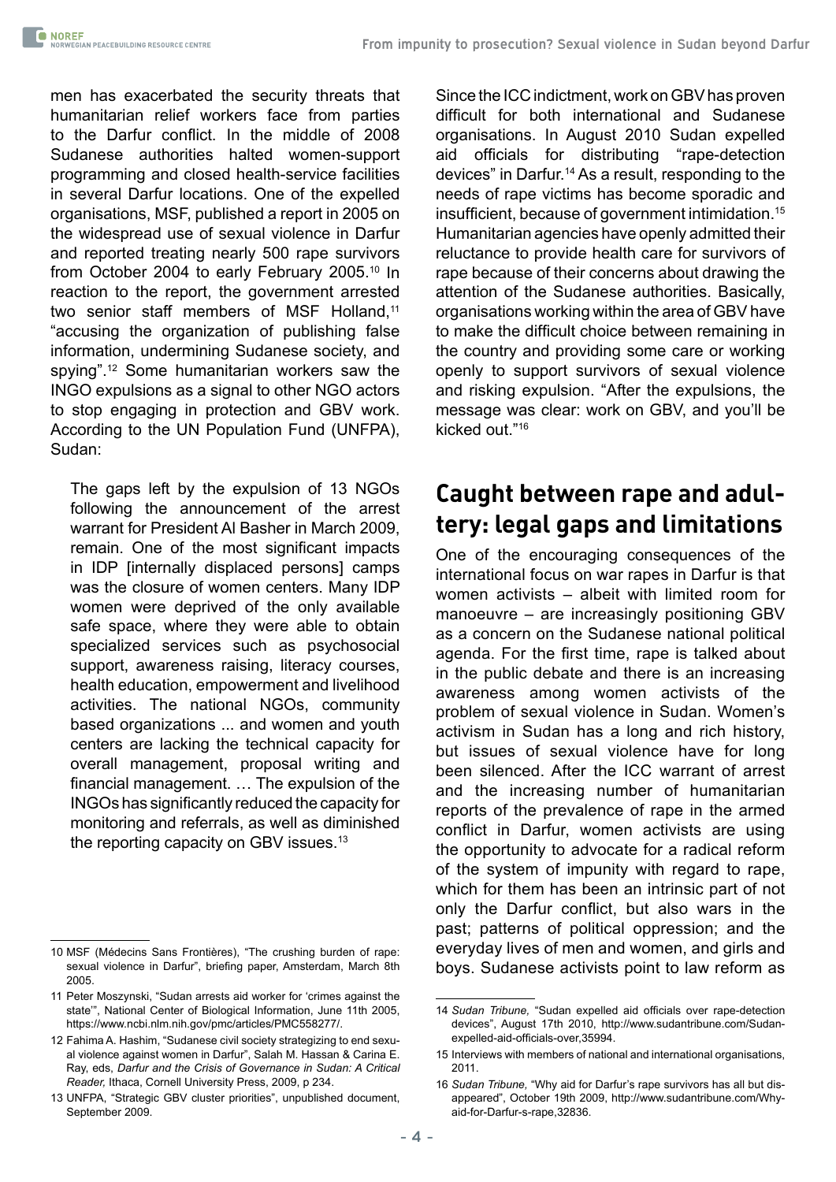men has exacerbated the security threats that humanitarian relief workers face from parties to the Darfur conflict. In the middle of 2008 Sudanese authorities halted women-support programming and closed health-service facilities in several Darfur locations. One of the expelled organisations, MSF, published a report in 2005 on the widespread use of sexual violence in Darfur and reported treating nearly 500 rape survivors from October 2004 to early February 2005.[10] In reaction to the report, the government arrested two senior staff members of MSF Holland,[11] "accusing the organization of publishing false information, undermining Sudanese society, and spying".[12] Some humanitarian workers saw the INGO expulsions as a signal to other NGO actors to stop engaging in protection and GBV work. According to the UN Population Fund (UNFPA), Sudan:

> The gaps left by the expulsion of 13 NGOs following the announcement of the arrest warrant for President Al Basher in March 2009, remain. One of the most significant impacts in IDP [internally displaced persons] camps was the closure of women centers. Many IDP women were deprived of the only available safe space, where they were able to obtain specialized services such as psychosocial support, awareness raising, literacy courses, health education, empowerment and livelihood activities. The national NGOs, community based organizations ... and women and youth centers are lacking the technical capacity for overall management, proposal writing and financial management. … The expulsion of the INGOs has significantly reduced the capacity for monitoring and referrals, as well as diminished the reporting capacity on GBV issues.[13]

Since the ICC indictment, work on GBV has proven difficult for both international and Sudanese organisations. In August 2010 Sudan expelled aid officials for distributing "rape-detection devices" in Darfur.[14] As a result, responding to the needs of rape victims has become sporadic and insufficient, because of government intimidation.[15] Humanitarian agencies have openly admitted their reluctance to provide health care for survivors of rape because of their concerns about drawing the attention of the Sudanese authorities. Basically, organisations working within the area of GBV have to make the difficult choice between remaining in the country and providing some care or working openly to support survivors of sexual violence and risking expulsion. "After the expulsions, the message was clear: work on GBV, and you'll be kicked out."[16]

## Caught between rape and adultery: legal gaps and limitations

One of the encouraging consequences of the international focus on war rapes in Darfur is that women activists – albeit with limited room for manoeuvre – are increasingly positioning GBV as a concern on the Sudanese national political agenda. For the first time, rape is talked about in the public debate and there is an increasing awareness among women activists of the problem of sexual violence in Sudan. Women's activism in Sudan has a long and rich history, but issues of sexual violence have for long been silenced. After the ICC warrant of arrest and the increasing number of humanitarian reports of the prevalence of rape in the armed conflict in Darfur, women activists are using the opportunity to advocate for a radical reform of the system of impunity with regard to rape, which for them has been an intrinsic part of not only the Darfur conflict, but also wars in the past; patterns of political oppression; and the everyday lives of men and women, and girls and boys. Sudanese activists point to law reform as

---

10 MSF (Médecins Sans Frontières), "The crushing burden of rape: sexual violence in Darfur", briefing paper, Amsterdam, March 8th 2005.

11 Peter Moszynski, "Sudan arrests aid worker for 'crimes against the state'", National Center of Biological Information, June 11th 2005, https://www.ncbi.nlm.nih.gov/pmc/articles/PMC558277/.

12 Fahima A. Hashim, "Sudanese civil society strategizing to end sexual violence against women in Darfur", Salah M. Hassan & Carina E. Ray, eds, *Darfur and the Crisis of Governance in Sudan: A Critical Reader,* Ithaca, Cornell University Press, 2009, p 234.

13 UNFPA, "Strategic GBV cluster priorities", unpublished document, September 2009.

14 *Sudan Tribune,* "Sudan expelled aid officials over rape-detection devices", August 17th 2010, http://www.sudantribune.com/Sudan-expelled-aid-officials-over,35994.

15 Interviews with members of national and international organisations, 2011.

16 *Sudan Tribune,* "Why aid for Darfur's rape survivors has all but disappeared", October 19th 2009, http://www.sudantribune.com/Why-aid-for-Darfur-s-rape,32836.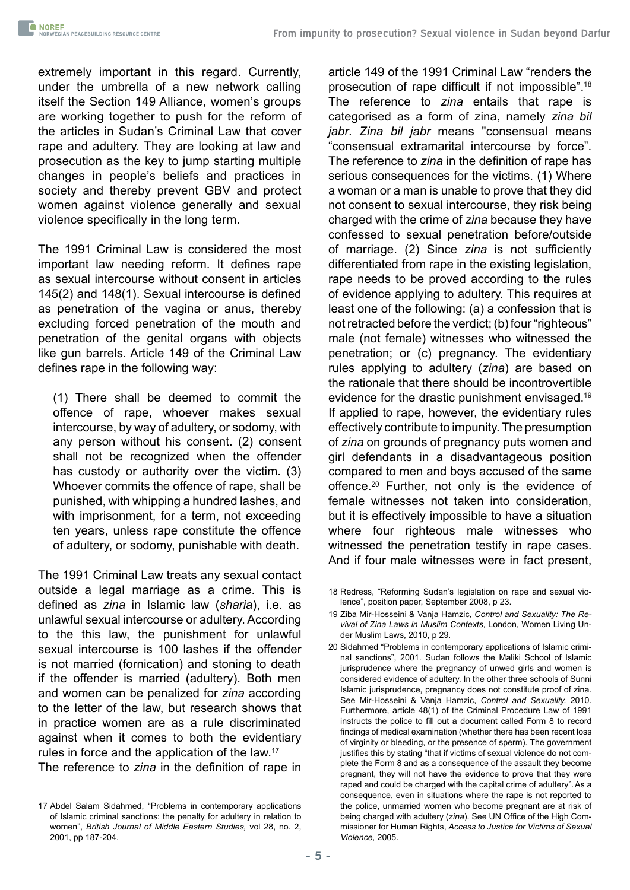extremely important in this regard. Currently, under the umbrella of a new network calling itself the Section 149 Alliance, women's groups are working together to push for the reform of the articles in Sudan's Criminal Law that cover rape and adultery. They are looking at law and prosecution as the key to jump starting multiple changes in people's beliefs and practices in society and thereby prevent GBV and protect women against violence generally and sexual violence specifically in the long term.

The 1991 Criminal Law is considered the most important law needing reform. It defines rape as sexual intercourse without consent in articles 145(2) and 148(1). Sexual intercourse is defined as penetration of the vagina or anus, thereby excluding forced penetration of the mouth and penetration of the genital organs with objects like gun barrels. Article 149 of the Criminal Law defines rape in the following way:

> (1) There shall be deemed to commit the offence of rape, whoever makes sexual intercourse, by way of adultery, or sodomy, with any person without his consent. (2) consent shall not be recognized when the offender has custody or authority over the victim. (3) Whoever commits the offence of rape, shall be punished, with whipping a hundred lashes, and with imprisonment, for a term, not exceeding ten years, unless rape constitute the offence of adultery, or sodomy, punishable with death.

The 1991 Criminal Law treats any sexual contact outside a legal marriage as a crime. This is defined as *zina* in Islamic law (*sharia*), i.e. as unlawful sexual intercourse or adultery. According to the this law, the punishment for unlawful sexual intercourse is 100 lashes if the offender is not married (fornication) and stoning to death if the offender is married (adultery). Both men and women can be penalized for *zina* according to the letter of the law, but research shows that in practice women are as a rule discriminated against when it comes to both the evidentiary rules in force and the application of the law.[17]

The reference to *zina* in the definition of rape in article 149 of the 1991 Criminal Law "renders the prosecution of rape difficult if not impossible".[18] The reference to *zina* entails that rape is categorised as a form of zina, namely *zina bil jabr*. *Zina bil jabr* means "consensual means "consensual extramarital intercourse by force". The reference to *zina* in the definition of rape has serious consequences for the victims. (1) Where a woman or a man is unable to prove that they did not consent to sexual intercourse, they risk being charged with the crime of *zina* because they have confessed to sexual penetration before/outside of marriage. (2) Since *zina* is not sufficiently differentiated from rape in the existing legislation, rape needs to be proved according to the rules of evidence applying to adultery. This requires at least one of the following: (a) a confession that is not retracted before the verdict; (b) four "righteous" male (not female) witnesses who witnessed the penetration; or (c) pregnancy. The evidentiary rules applying to adultery (*zina*) are based on the rationale that there should be incontrovertible evidence for the drastic punishment envisaged.[19] If applied to rape, however, the evidentiary rules effectively contribute to impunity. The presumption of *zina* on grounds of pregnancy puts women and girl defendants in a disadvantageous position compared to men and boys accused of the same offence.[20] Further, not only is the evidence of female witnesses not taken into consideration, but it is effectively impossible to have a situation where four righteous male witnesses who witnessed the penetration testify in rape cases. And if four male witnesses were in fact present,

---

17 Abdel Salam Sidahmed, "Problems in contemporary applications of Islamic criminal sanctions: the penalty for adultery in relation to women", *British Journal of Middle Eastern Studies,* vol 28, no. 2, 2001, pp 187-204.

18 Redress, "Reforming Sudan's legislation on rape and sexual violence", position paper, September 2008, p 23.

19 Ziba Mir-Hosseini & Vanja Hamzic, *Control and Sexuality: The Revival of Zina Laws in Muslim Contexts,* London, Women Living Under Muslim Laws, 2010, p 29.

20 Sidahmed "Problems in contemporary applications of Islamic criminal sanctions", 2001. Sudan follows the Maliki School of Islamic jurisprudence where the pregnancy of unwed girls and women is considered evidence of adultery. In the other three schools of Sunni Islamic jurisprudence, pregnancy does not constitute proof of zina. See Mir-Hosseini & Vanja Hamzic, *Control and Sexuality,* 2010. Furthermore, article 48(1) of the Criminal Procedure Law of 1991 instructs the police to fill out a document called Form 8 to record findings of medical examination (whether there has been recent loss of virginity or bleeding, or the presence of sperm). The government justifies this by stating "that if victims of sexual violence do not complete the Form 8 and as a consequence of the assault they become pregnant, they will not have the evidence to prove that they were raped and could be charged with the capital crime of adultery". As a consequence, even in situations where the rape is not reported to the police, unmarried women who become pregnant are at risk of being charged with adultery (*zina*). See UN Office of the High Commissioner for Human Rights, *Access to Justice for Victims of Sexual Violence,* 2005.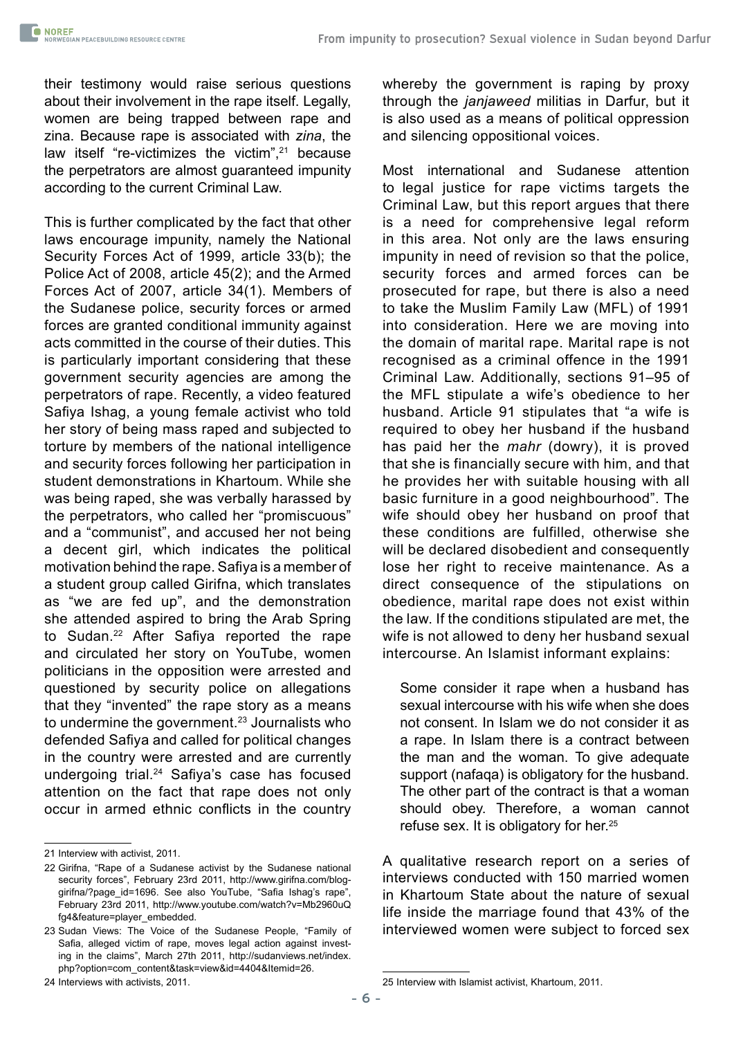their testimony would raise serious questions about their involvement in the rape itself. Legally, women are being trapped between rape and zina. Because rape is associated with *zina*, the law itself "re-victimizes the victim",[21] because the perpetrators are almost guaranteed impunity according to the current Criminal Law.

This is further complicated by the fact that other laws encourage impunity, namely the National Security Forces Act of 1999, article 33(b); the Police Act of 2008, article 45(2); and the Armed Forces Act of 2007, article 34(1). Members of the Sudanese police, security forces or armed forces are granted conditional immunity against acts committed in the course of their duties. This is particularly important considering that these government security agencies are among the perpetrators of rape. Recently, a video featured Safiya Ishag, a young female activist who told her story of being mass raped and subjected to torture by members of the national intelligence and security forces following her participation in student demonstrations in Khartoum. While she was being raped, she was verbally harassed by the perpetrators, who called her "promiscuous" and a "communist", and accused her not being a decent girl, which indicates the political motivation behind the rape. Safiya is a member of a student group called Girifna, which translates as "we are fed up", and the demonstration she attended aspired to bring the Arab Spring to Sudan.[22] After Safiya reported the rape and circulated her story on YouTube, women politicians in the opposition were arrested and questioned by security police on allegations that they "invented" the rape story as a means to undermine the government.[23] Journalists who defended Safiya and called for political changes in the country were arrested and are currently undergoing trial.[24] Safiya's case has focused attention on the fact that rape does not only occur in armed ethnic conflicts in the country whereby the government is raping by proxy through the *janjaweed* militias in Darfur, but it is also used as a means of political oppression and silencing oppositional voices.

Most international and Sudanese attention to legal justice for rape victims targets the Criminal Law, but this report argues that there is a need for comprehensive legal reform in this area. Not only are the laws ensuring impunity in need of revision so that the police, security forces and armed forces can be prosecuted for rape, but there is also a need to take the Muslim Family Law (MFL) of 1991 into consideration. Here we are moving into the domain of marital rape. Marital rape is not recognised as a criminal offence in the 1991 Criminal Law. Additionally, sections 91–95 of the MFL stipulate a wife's obedience to her husband. Article 91 stipulates that "a wife is required to obey her husband if the husband has paid her the *mahr* (dowry), it is proved that she is financially secure with him, and that he provides her with suitable housing with all basic furniture in a good neighbourhood". The wife should obey her husband on proof that these conditions are fulfilled, otherwise she will be declared disobedient and consequently lose her right to receive maintenance. As a direct consequence of the stipulations on obedience, marital rape does not exist within the law. If the conditions stipulated are met, the wife is not allowed to deny her husband sexual intercourse. An Islamist informant explains:

> Some consider it rape when a husband has sexual intercourse with his wife when she does not consent. In Islam we do not consider it as a rape. In Islam there is a contract between the man and the woman. To give adequate support (nafaqa) is obligatory for the husband. The other part of the contract is that a woman should obey. Therefore, a woman cannot refuse sex. It is obligatory for her.[25]

A qualitative research report on a series of interviews conducted with 150 married women in Khartoum State about the nature of sexual life inside the marriage found that 43% of the interviewed women were subject to forced sex

---

21 Interview with activist, 2011.

22 Girifna, "Rape of a Sudanese activist by the Sudanese national security forces", February 23rd 2011, http://www.girifna.com/blog-girifna/?page_id=1696. See also YouTube, "Safia Ishag's rape", February 23rd 2011, http://www.youtube.com/watch?v=Mb2960uQfg4&feature=player_embedded.

23 Sudan Views: The Voice of the Sudanese People, "Family of Safia, alleged victim of rape, moves legal action against investing in the claims", March 27th 2011, http://sudanviews.net/index.php?option=com_content&task=view&id=4404&Itemid=26.

24 Interviews with activists, 2011.

25 Interview with Islamist activist, Khartoum, 2011.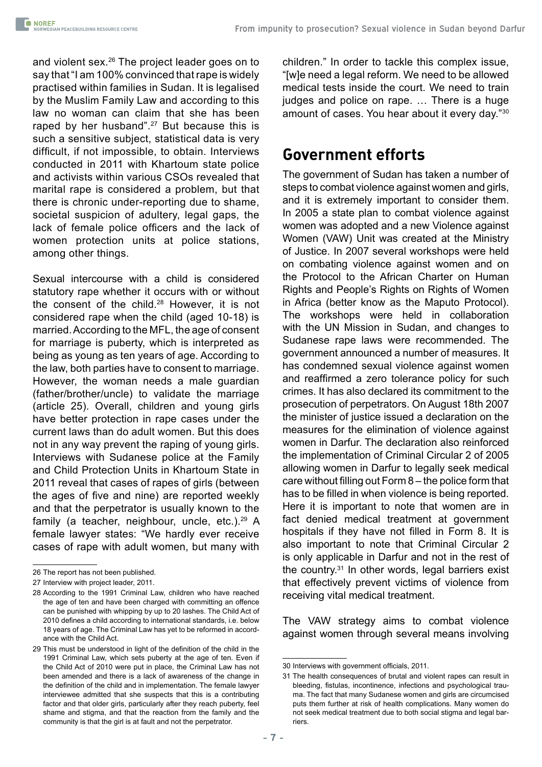and violent sex.[26] The project leader goes on to say that "I am 100% convinced that rape is widely practised within families in Sudan. It is legalised by the Muslim Family Law and according to this law no woman can claim that she has been raped by her husband".[27] But because this is such a sensitive subject, statistical data is very difficult, if not impossible, to obtain. Interviews conducted in 2011 with Khartoum state police and activists within various CSOs revealed that marital rape is considered a problem, but that there is chronic under-reporting due to shame, societal suspicion of adultery, legal gaps, the lack of female police officers and the lack of women protection units at police stations, among other things.

Sexual intercourse with a child is considered statutory rape whether it occurs with or without the consent of the child.[28] However, it is not considered rape when the child (aged 10-18) is married. According to the MFL, the age of consent for marriage is puberty, which is interpreted as being as young as ten years of age. According to the law, both parties have to consent to marriage. However, the woman needs a male guardian (father/brother/uncle) to validate the marriage (article 25). Overall, children and young girls have better protection in rape cases under the current laws than do adult women. But this does not in any way prevent the raping of young girls. Interviews with Sudanese police at the Family and Child Protection Units in Khartoum State in 2011 reveal that cases of rapes of girls (between the ages of five and nine) are reported weekly and that the perpetrator is usually known to the family (a teacher, neighbour, uncle, etc.).[29] A female lawyer states: "We hardly ever receive cases of rape with adult women, but many with children." In order to tackle this complex issue, "[w]e need a legal reform. We need to be allowed medical tests inside the court. We need to train judges and police on rape. … There is a huge amount of cases. You hear about it every day."[30]

## Government efforts

The government of Sudan has taken a number of steps to combat violence against women and girls, and it is extremely important to consider them. In 2005 a state plan to combat violence against women was adopted and a new Violence against Women (VAW) Unit was created at the Ministry of Justice. In 2007 several workshops were held on combating violence against women and on the Protocol to the African Charter on Human Rights and People's Rights on Rights of Women in Africa (better know as the Maputo Protocol). The workshops were held in collaboration with the UN Mission in Sudan, and changes to Sudanese rape laws were recommended. The government announced a number of measures. It has condemned sexual violence against women and reaffirmed a zero tolerance policy for such crimes. It has also declared its commitment to the prosecution of perpetrators. On August 18th 2007 the minister of justice issued a declaration on the measures for the elimination of violence against women in Darfur. The declaration also reinforced the implementation of Criminal Circular 2 of 2005 allowing women in Darfur to legally seek medical care without filling out Form 8 – the police form that has to be filled in when violence is being reported. Here it is important to note that women are in fact denied medical treatment at government hospitals if they have not filled in Form 8. It is also important to note that Criminal Circular 2 is only applicable in Darfur and not in the rest of the country.[31] In other words, legal barriers exist that effectively prevent victims of violence from receiving vital medical treatment.

The VAW strategy aims to combat violence against women through several means involving

---

26 The report has not been published.

27 Interview with project leader, 2011.

28 According to the 1991 Criminal Law, children who have reached the age of ten and have been charged with committing an offence can be punished with whipping by up to 20 lashes. The Child Act of 2010 defines a child according to international standards, i.e. below 18 years of age. The Criminal Law has yet to be reformed in accordance with the Child Act.

29 This must be understood in light of the definition of the child in the 1991 Criminal Law, which sets puberty at the age of ten. Even if the Child Act of 2010 were put in place, the Criminal Law has not been amended and there is a lack of awareness of the change in the definition of the child and in implementation. The female lawyer interviewee admitted that she suspects that this is a contributing factor and that older girls, particularly after they reach puberty, feel shame and stigma, and that the reaction from the family and the community is that the girl is at fault and not the perpetrator.

30 Interviews with government officials, 2011.

31 The health consequences of brutal and violent rapes can result in bleeding, fistulas, incontinence, infections and psychological trauma. The fact that many Sudanese women and girls are circumcised puts them further at risk of health complications. Many women do not seek medical treatment due to both social stigma and legal barriers.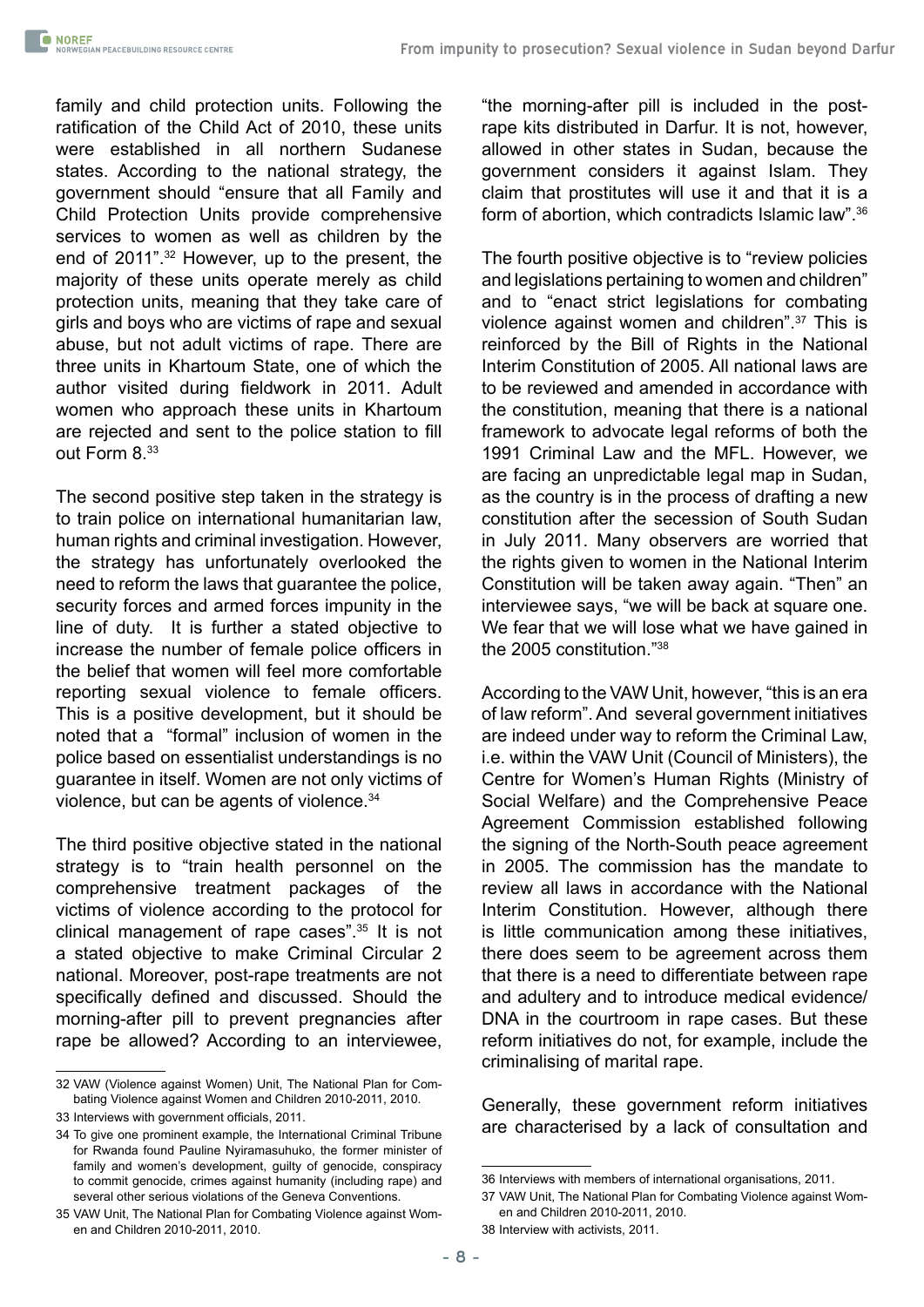family and child protection units. Following the ratification of the Child Act of 2010, these units were established in all northern Sudanese states. According to the national strategy, the government should "ensure that all Family and Child Protection Units provide comprehensive services to women as well as children by the end of 2011".[32] However, up to the present, the majority of these units operate merely as child protection units, meaning that they take care of girls and boys who are victims of rape and sexual abuse, but not adult victims of rape. There are three units in Khartoum State, one of which the author visited during fieldwork in 2011. Adult women who approach these units in Khartoum are rejected and sent to the police station to fill out Form 8.[33]

The second positive step taken in the strategy is to train police on international humanitarian law, human rights and criminal investigation. However, the strategy has unfortunately overlooked the need to reform the laws that guarantee the police, security forces and armed forces impunity in the line of duty. It is further a stated objective to increase the number of female police officers in the belief that women will feel more comfortable reporting sexual violence to female officers. This is a positive development, but it should be noted that a "formal" inclusion of women in the police based on essentialist understandings is no guarantee in itself. Women are not only victims of violence, but can be agents of violence.[34]

The third positive objective stated in the national strategy is to "train health personnel on the comprehensive treatment packages of the victims of violence according to the protocol for clinical management of rape cases".[35] It is not a stated objective to make Criminal Circular 2 national. Moreover, post-rape treatments are not specifically defined and discussed. Should the morning-after pill to prevent pregnancies after rape be allowed? According to an interviewee, "the morning-after pill is included in the post-rape kits distributed in Darfur. It is not, however, allowed in other states in Sudan, because the government considers it against Islam. They claim that prostitutes will use it and that it is a form of abortion, which contradicts Islamic law".[36]

The fourth positive objective is to "review policies and legislations pertaining to women and children" and to "enact strict legislations for combating violence against women and children".[37] This is reinforced by the Bill of Rights in the National Interim Constitution of 2005. All national laws are to be reviewed and amended in accordance with the constitution, meaning that there is a national framework to advocate legal reforms of both the 1991 Criminal Law and the MFL. However, we are facing an unpredictable legal map in Sudan, as the country is in the process of drafting a new constitution after the secession of South Sudan in July 2011. Many observers are worried that the rights given to women in the National Interim Constitution will be taken away again. "Then" an interviewee says, "we will be back at square one. We fear that we will lose what we have gained in the 2005 constitution."[38]

According to the VAW Unit, however, "this is an era of law reform". And several government initiatives are indeed under way to reform the Criminal Law, i.e. within the VAW Unit (Council of Ministers), the Centre for Women's Human Rights (Ministry of Social Welfare) and the Comprehensive Peace Agreement Commission established following the signing of the North-South peace agreement in 2005. The commission has the mandate to review all laws in accordance with the National Interim Constitution. However, although there is little communication among these initiatives, there does seem to be agreement across them that there is a need to differentiate between rape and adultery and to introduce medical evidence/ DNA in the courtroom in rape cases. But these reform initiatives do not, for example, include the criminalising of marital rape.

Generally, these government reform initiatives are characterised by a lack of consultation and

---

32 VAW (Violence against Women) Unit, The National Plan for Combating Violence against Women and Children 2010-2011, 2010.

33 Interviews with government officials, 2011.

34 To give one prominent example, the International Criminal Tribune for Rwanda found Pauline Nyiramasuhuko, the former minister of family and women's development, guilty of genocide, conspiracy to commit genocide, crimes against humanity (including rape) and several other serious violations of the Geneva Conventions.

35 VAW Unit, The National Plan for Combating Violence against Women and Children 2010-2011, 2010.

36 Interviews with members of international organisations, 2011.

37 VAW Unit, The National Plan for Combating Violence against Women and Children 2010-2011, 2010.

38 Interview with activists, 2011.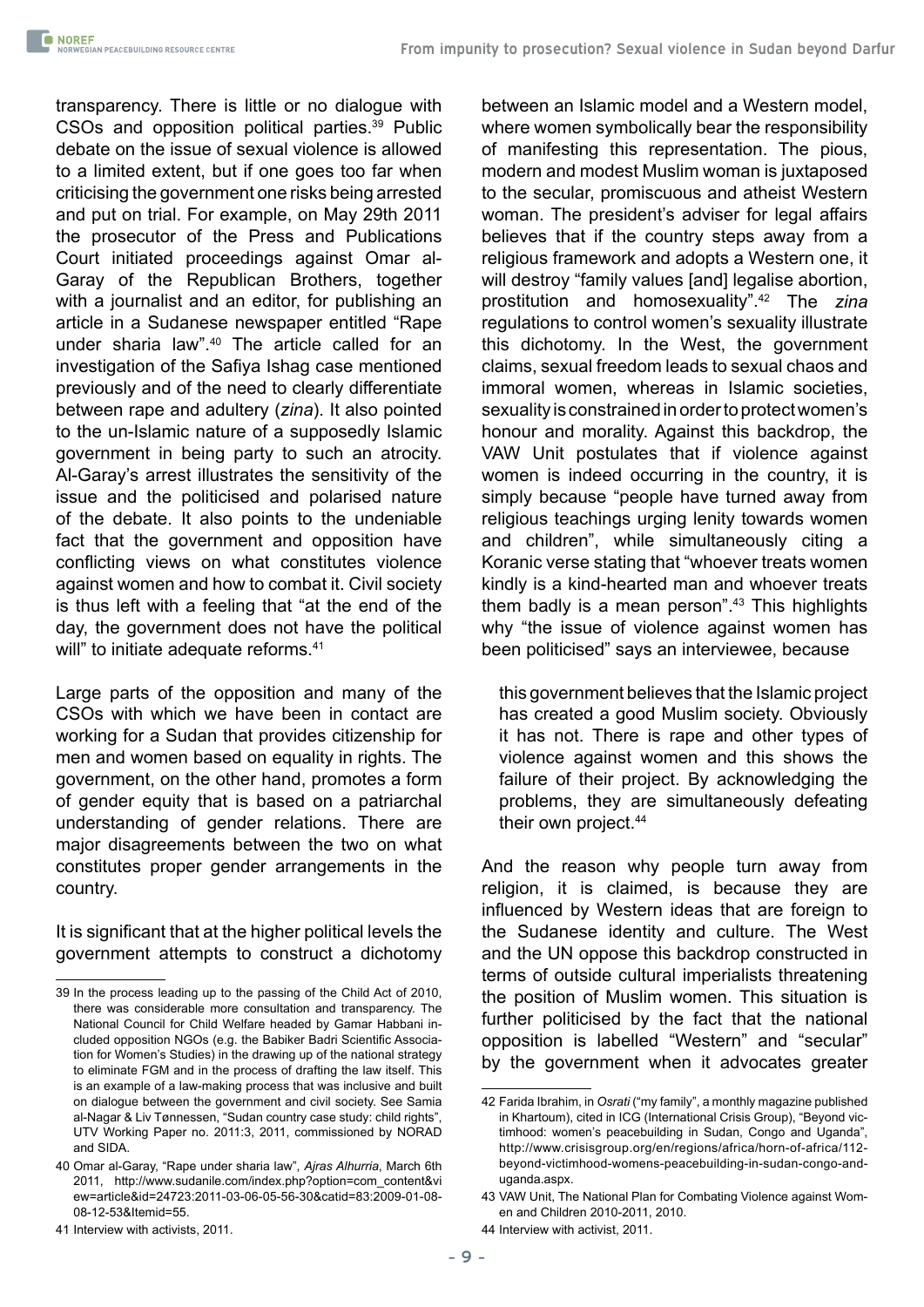transparency. There is little or no dialogue with CSOs and opposition political parties.[39] Public debate on the issue of sexual violence is allowed to a limited extent, but if one goes too far when criticising the government one risks being arrested and put on trial. For example, on May 29th 2011 the prosecutor of the Press and Publications Court initiated proceedings against Omar al-Garay of the Republican Brothers, together with a journalist and an editor, for publishing an article in a Sudanese newspaper entitled "Rape under sharia law".[40] The article called for an investigation of the Safiya Ishag case mentioned previously and of the need to clearly differentiate between rape and adultery (*zina*). It also pointed to the un-Islamic nature of a supposedly Islamic government in being party to such an atrocity. Al-Garay's arrest illustrates the sensitivity of the issue and the politicised and polarised nature of the debate. It also points to the undeniable fact that the government and opposition have conflicting views on what constitutes violence against women and how to combat it. Civil society is thus left with a feeling that "at the end of the day, the government does not have the political will" to initiate adequate reforms.[41]

Large parts of the opposition and many of the CSOs with which we have been in contact are working for a Sudan that provides citizenship for men and women based on equality in rights. The government, on the other hand, promotes a form of gender equity that is based on a patriarchal understanding of gender relations. There are major disagreements between the two on what constitutes proper gender arrangements in the country.

It is significant that at the higher political levels the government attempts to construct a dichotomy between an Islamic model and a Western model, where women symbolically bear the responsibility of manifesting this representation. The pious, modern and modest Muslim woman is juxtaposed to the secular, promiscuous and atheist Western woman. The president's adviser for legal affairs believes that if the country steps away from a religious framework and adopts a Western one, it will destroy "family values [and] legalise abortion, prostitution and homosexuality".[42] The *zina* regulations to control women's sexuality illustrate this dichotomy. In the West, the government claims, sexual freedom leads to sexual chaos and immoral women, whereas in Islamic societies, sexuality is constrained in order to protect women's honour and morality. Against this backdrop, the VAW Unit postulates that if violence against women is indeed occurring in the country, it is simply because "people have turned away from religious teachings urging lenity towards women and children", while simultaneously citing a Koranic verse stating that "whoever treats women kindly is a kind-hearted man and whoever treats them badly is a mean person".[43] This highlights why "the issue of violence against women has been politicised" says an interviewee, because

> this government believes that the Islamic project has created a good Muslim society. Obviously it has not. There is rape and other types of violence against women and this shows the failure of their project. By acknowledging the problems, they are simultaneously defeating their own project.[44]

And the reason why people turn away from religion, it is claimed, is because they are influenced by Western ideas that are foreign to the Sudanese identity and culture. The West and the UN oppose this backdrop constructed in terms of outside cultural imperialists threatening the position of Muslim women. This situation is further politicised by the fact that the national opposition is labelled "Western" and "secular" by the government when it advocates greater

---

39 In the process leading up to the passing of the Child Act of 2010, there was considerable more consultation and transparency. The National Council for Child Welfare headed by Gamar Habbani included opposition NGOs (e.g. the Babiker Badri Scientific Association for Women's Studies) in the drawing up of the national strategy to eliminate FGM and in the process of drafting the law itself. This is an example of a law-making process that was inclusive and built on dialogue between the government and civil society. See Samia al-Nagar & Liv Tønnessen, "Sudan country case study: child rights", UTV Working Paper no. 2011:3, 2011, commissioned by NORAD and SIDA.

40 Omar al-Garay, "Rape under sharia law", *Ajras Alhurria*, March 6th 2011, http://www.sudanile.com/index.php?option=com_content&view=article&id=24723:2011-03-06-05-56-30&catid=83:2009-01-08-08-12-53&Itemid=55.

41 Interview with activists, 2011.

42 Farida Ibrahim, in *Osrati* ("my family", a monthly magazine published in Khartoum), cited in ICG (International Crisis Group), "Beyond victimhood: women's peacebuilding in Sudan, Congo and Uganda", http://www.crisisgroup.org/en/regions/africa/horn-of-africa/112-beyond-victimhood-womens-peacebuilding-in-sudan-congo-and-uganda.aspx.

43 VAW Unit, The National Plan for Combating Violence against Women and Children 2010-2011, 2010.

44 Interview with activist, 2011.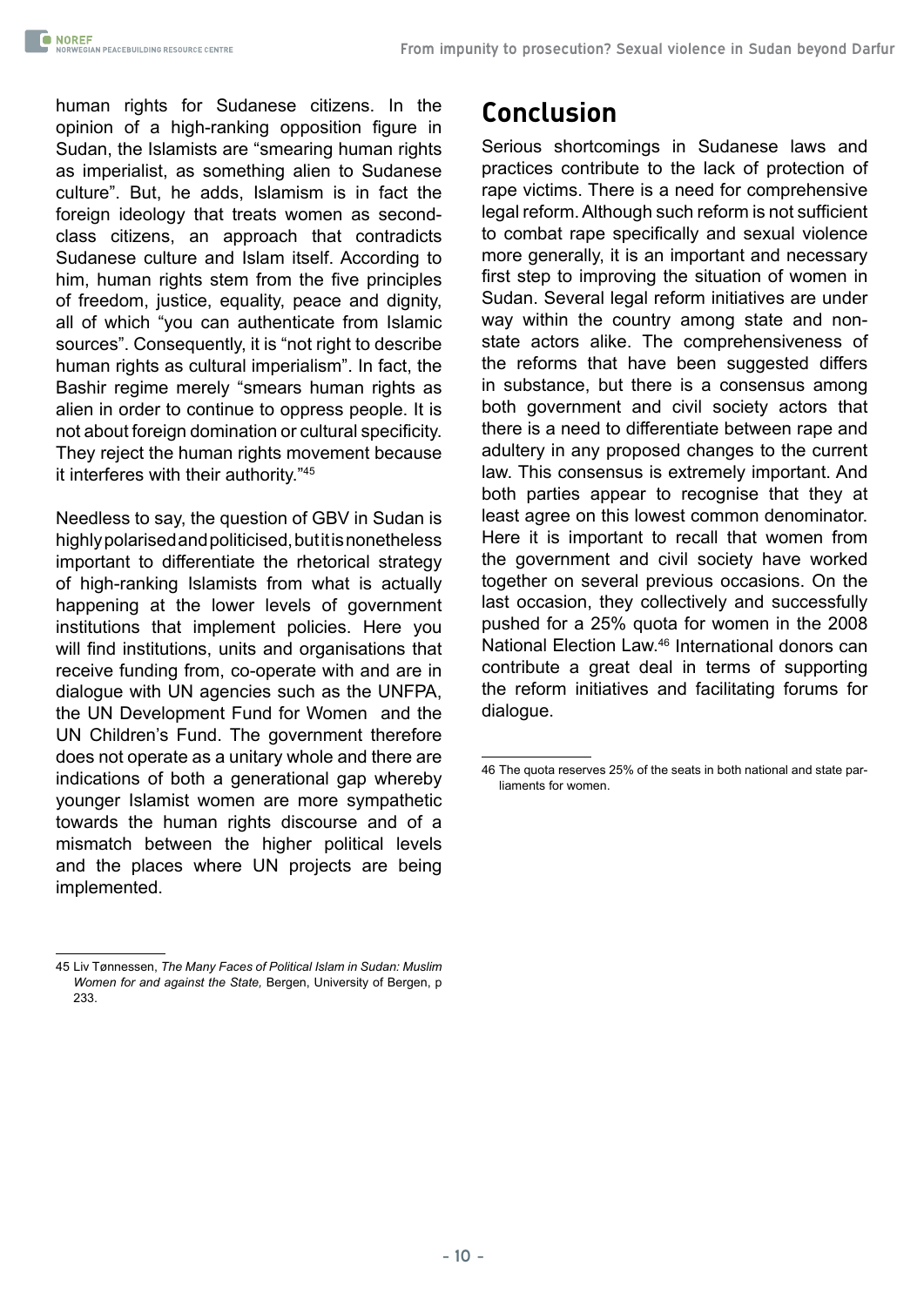human rights for Sudanese citizens. In the opinion of a high-ranking opposition figure in Sudan, the Islamists are "smearing human rights as imperialist, as something alien to Sudanese culture". But, he adds, Islamism is in fact the foreign ideology that treats women as second-class citizens, an approach that contradicts Sudanese culture and Islam itself. According to him, human rights stem from the five principles of freedom, justice, equality, peace and dignity, all of which "you can authenticate from Islamic sources". Consequently, it is "not right to describe human rights as cultural imperialism". In fact, the Bashir regime merely "smears human rights as alien in order to continue to oppress people. It is not about foreign domination or cultural specificity. They reject the human rights movement because it interferes with their authority."[45]

Needless to say, the question of GBV in Sudan is highly polarised and politicised, but it is nonetheless important to differentiate the rhetorical strategy of high-ranking Islamists from what is actually happening at the lower levels of government institutions that implement policies. Here you will find institutions, units and organisations that receive funding from, co-operate with and are in dialogue with UN agencies such as the UNFPA, the UN Development Fund for Women and the UN Children's Fund. The government therefore does not operate as a unitary whole and there are indications of both a generational gap whereby younger Islamist women are more sympathetic towards the human rights discourse and of a mismatch between the higher political levels and the places where UN projects are being implemented.

45 Liv Tønnessen, *The Many Faces of Political Islam in Sudan: Muslim Women for and against the State,* Bergen, University of Bergen, p 233.

## Conclusion

Serious shortcomings in Sudanese laws and practices contribute to the lack of protection of rape victims. There is a need for comprehensive legal reform. Although such reform is not sufficient to combat rape specifically and sexual violence more generally, it is an important and necessary first step to improving the situation of women in Sudan. Several legal reform initiatives are under way within the country among state and non-state actors alike. The comprehensiveness of the reforms that have been suggested differs in substance, but there is a consensus among both government and civil society actors that there is a need to differentiate between rape and adultery in any proposed changes to the current law. This consensus is extremely important. And both parties appear to recognise that they at least agree on this lowest common denominator. Here it is important to recall that women from the government and civil society have worked together on several previous occasions. On the last occasion, they collectively and successfully pushed for a 25% quota for women in the 2008 National Election Law.[46] International donors can contribute a great deal in terms of supporting the reform initiatives and facilitating forums for dialogue.

46 The quota reserves 25% of the seats in both national and state parliaments for women.